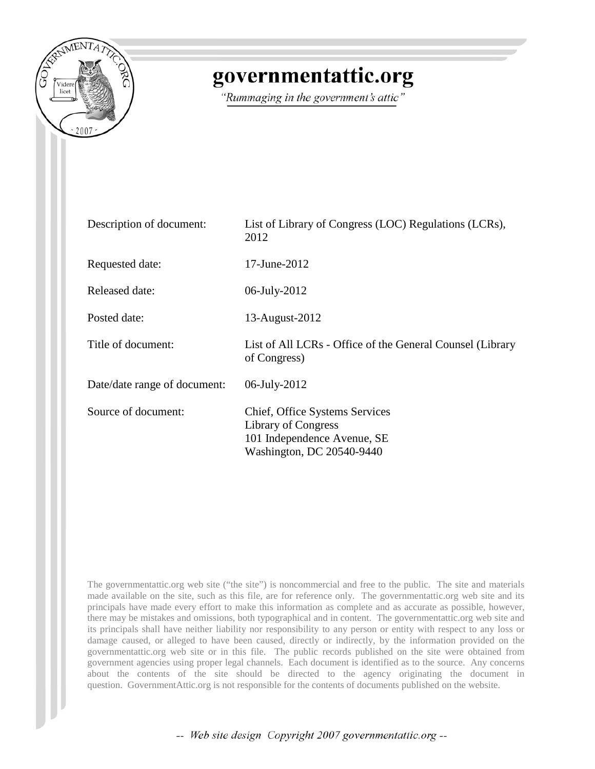# governmentattic.org

*"Rummaging in the government's attic"*

| | |
|---|---|
| Description of document: | List of Library of Congress (LOC) Regulations (LCRs), 2012 |
| Requested date: | 17-June-2012 |
| Released date: | 06-July-2012 |
| Posted date: | 13-August-2012 |
| Title of document: | List of All LCRs - Office of the General Counsel (Library of Congress) |
| Date/date range of document: | 06-July-2012 |
| Source of document: | Chief, Office Systems Services<br>Library of Congress<br>101 Independence Avenue, SE<br>Washington, DC 20540-9440 |

The governmentattic.org web site ("the site") is noncommercial and free to the public. The site and materials made available on the site, such as this file, are for reference only. The governmentattic.org web site and its principals have made every effort to make this information as complete and as accurate as possible, however, there may be mistakes and omissions, both typographical and in content. The governmentattic.org web site and its principals shall have neither liability nor responsibility to any person or entity with respect to any loss or damage caused, or alleged to have been caused, directly or indirectly, by the information provided on the governmentattic.org web site or in this file. The public records published on the site were obtained from government agencies using proper legal channels. Each document is identified as to the source. Any concerns about the contents of the site should be directed to the agency originating the document in question. GovernmentAttic.org is not responsible for the contents of documents published on the website.

-- *Web site design Copyright 2007 governmentattic.org* --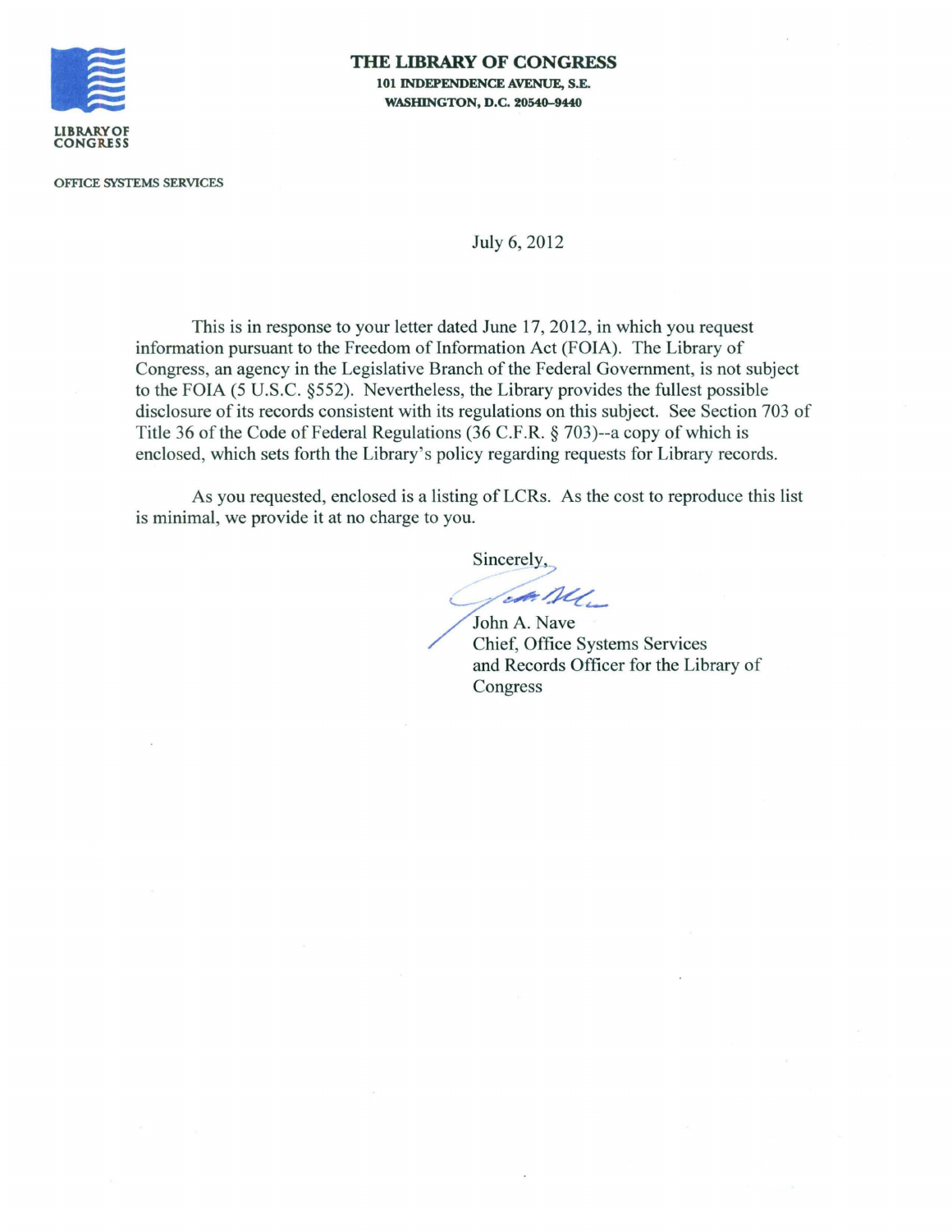**THE LIBRARY OF CONGRESS**
**101 INDEPENDENCE AVENUE, S.E.**
**WASHINGTON, D.C. 20540–9440**

LIBRARY OF CONGRESS

OFFICE SYSTEMS SERVICES

July 6, 2012

This is in response to your letter dated June 17, 2012, in which you request information pursuant to the Freedom of Information Act (FOIA). The Library of Congress, an agency in the Legislative Branch of the Federal Government, is not subject to the FOIA (5 U.S.C. §552). Nevertheless, the Library provides the fullest possible disclosure of its records consistent with its regulations on this subject. See Section 703 of Title 36 of the Code of Federal Regulations (36 C.F.R. § 703)--a copy of which is enclosed, which sets forth the Library's policy regarding requests for Library records.

As you requested, enclosed is a listing of LCRs. As the cost to reproduce this list is minimal, we provide it at no charge to you.

Sincerely,

John A. Nave
Chief, Office Systems Services
and Records Officer for the Library of Congress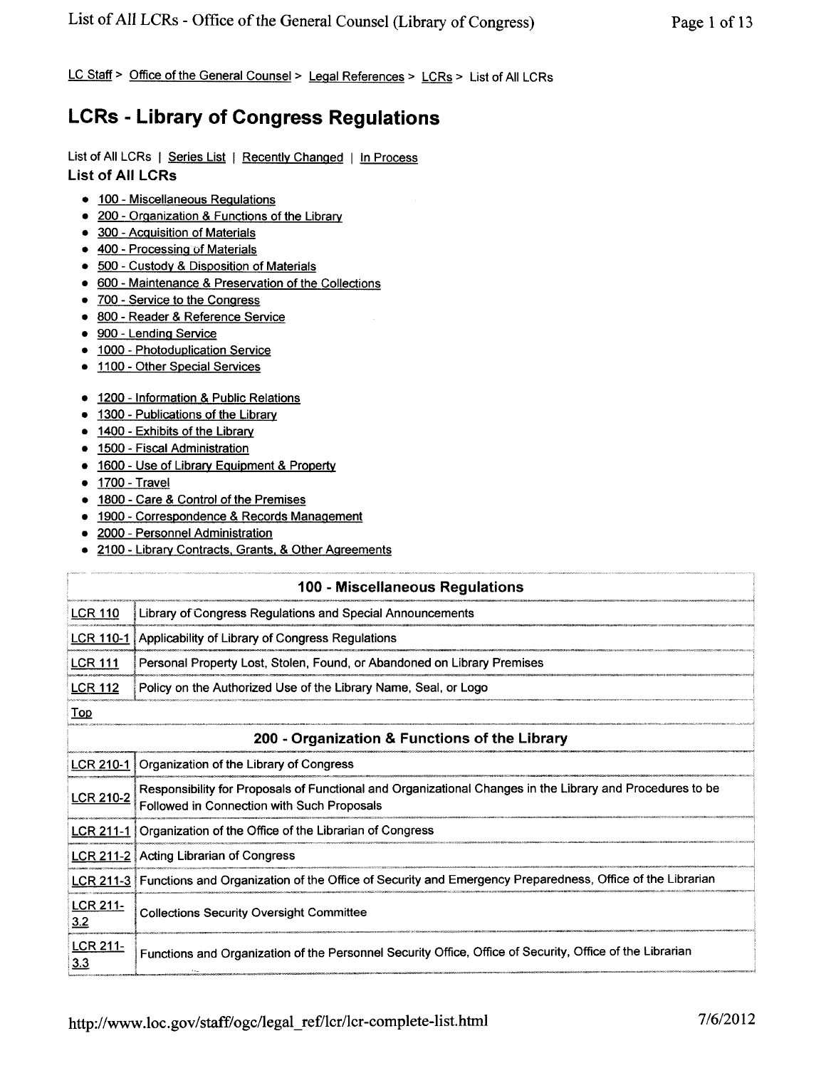LC Staff > Office of the General Counsel > Legal References > LCRs > List of All LCRs

# LCRs - Library of Congress Regulations

List of All LCRs | Series List | Recently Changed | In Process

## List of All LCRs

- 100 - Miscellaneous Regulations
- 200 - Organization & Functions of the Library
- 300 - Acquisition of Materials
- 400 - Processing of Materials
- 500 - Custody & Disposition of Materials
- 600 - Maintenance & Preservation of the Collections
- 700 - Service to the Congress
- 800 - Reader & Reference Service
- 900 - Lending Service
- 1000 - Photoduplication Service
- 1100 - Other Special Services

- 1200 - Information & Public Relations
- 1300 - Publications of the Library
- 1400 - Exhibits of the Library
- 1500 - Fiscal Administration
- 1600 - Use of Library Equipment & Property
- 1700 - Travel
- 1800 - Care & Control of the Premises
- 1900 - Correspondence & Records Management
- 2000 - Personnel Administration
- 2100 - Library Contracts, Grants, & Other Agreements

| 100 - Miscellaneous Regulations | |
|---|---|
| LCR 110 | Library of Congress Regulations and Special Announcements |
| LCR 110-1 | Applicability of Library of Congress Regulations |
| LCR 111 | Personal Property Lost, Stolen, Found, or Abandoned on Library Premises |
| LCR 112 | Policy on the Authorized Use of the Library Name, Seal, or Logo |
| Top | |

| 200 - Organization & Functions of the Library | |
|---|---|
| LCR 210-1 | Organization of the Library of Congress |
| LCR 210-2 | Responsibility for Proposals of Functional and Organizational Changes in the Library and Procedures to be Followed in Connection with Such Proposals |
| LCR 211-1 | Organization of the Office of the Librarian of Congress |
| LCR 211-2 | Acting Librarian of Congress |
| LCR 211-3 | Functions and Organization of the Office of Security and Emergency Preparedness, Office of the Librarian |
| LCR 211-3.2 | Collections Security Oversight Committee |
| LCR 211-3.3 | Functions and Organization of the Personnel Security Office, Office of Security, Office of the Librarian |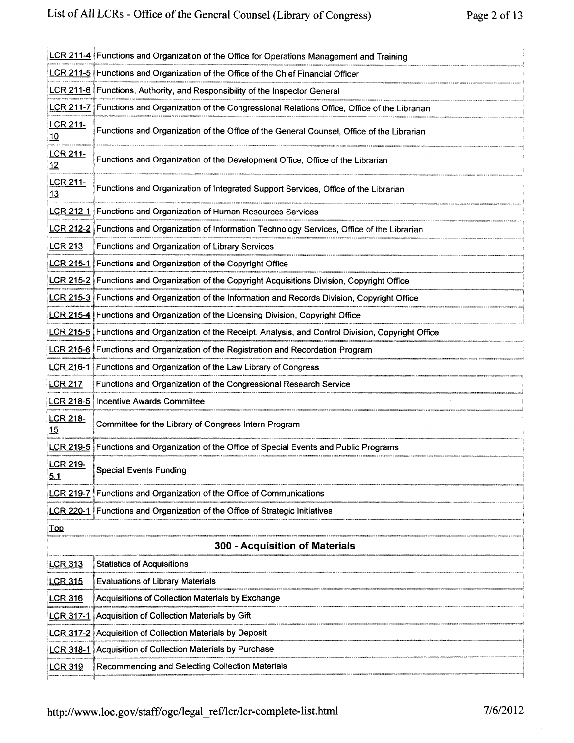| | |
|---|---|
| LCR 211-4 | Functions and Organization of the Office for Operations Management and Training |
| LCR 211-5 | Functions and Organization of the Office of the Chief Financial Officer |
| LCR 211-6 | Functions, Authority, and Responsibility of the Inspector General |
| LCR 211-7 | Functions and Organization of the Congressional Relations Office, Office of the Librarian |
| LCR 211-10 | Functions and Organization of the Office of the General Counsel, Office of the Librarian |
| LCR 211-12 | Functions and Organization of the Development Office, Office of the Librarian |
| LCR 211-13 | Functions and Organization of Integrated Support Services, Office of the Librarian |
| LCR 212-1 | Functions and Organization of Human Resources Services |
| LCR 212-2 | Functions and Organization of Information Technology Services, Office of the Librarian |
| LCR 213 | Functions and Organization of Library Services |
| LCR 215-1 | Functions and Organization of the Copyright Office |
| LCR 215-2 | Functions and Organization of the Copyright Acquisitions Division, Copyright Office |
| LCR 215-3 | Functions and Organization of the Information and Records Division, Copyright Office |
| LCR 215-4 | Functions and Organization of the Licensing Division, Copyright Office |
| LCR 215-5 | Functions and Organization of the Receipt, Analysis, and Control Division, Copyright Office |
| LCR 215-6 | Functions and Organization of the Registration and Recordation Program |
| LCR 216-1 | Functions and Organization of the Law Library of Congress |
| LCR 217 | Functions and Organization of the Congressional Research Service |
| LCR 218-5 | Incentive Awards Committee |
| LCR 218-15 | Committee for the Library of Congress Intern Program |
| LCR 219-5 | Functions and Organization of the Office of Special Events and Public Programs |
| LCR 219-5.1 | Special Events Funding |
| LCR 219-7 | Functions and Organization of the Office of Communications |
| LCR 220-1 | Functions and Organization of the Office of Strategic Initiatives |
| Top | |

## 300 - Acquisition of Materials

| | |
|---|---|
| LCR 313 | Statistics of Acquisitions |
| LCR 315 | Evaluations of Library Materials |
| LCR 316 | Acquisitions of Collection Materials by Exchange |
| LCR 317-1 | Acquisition of Collection Materials by Gift |
| LCR 317-2 | Acquisition of Collection Materials by Deposit |
| LCR 318-1 | Acquisition of Collection Materials by Purchase |
| LCR 319 | Recommending and Selecting Collection Materials |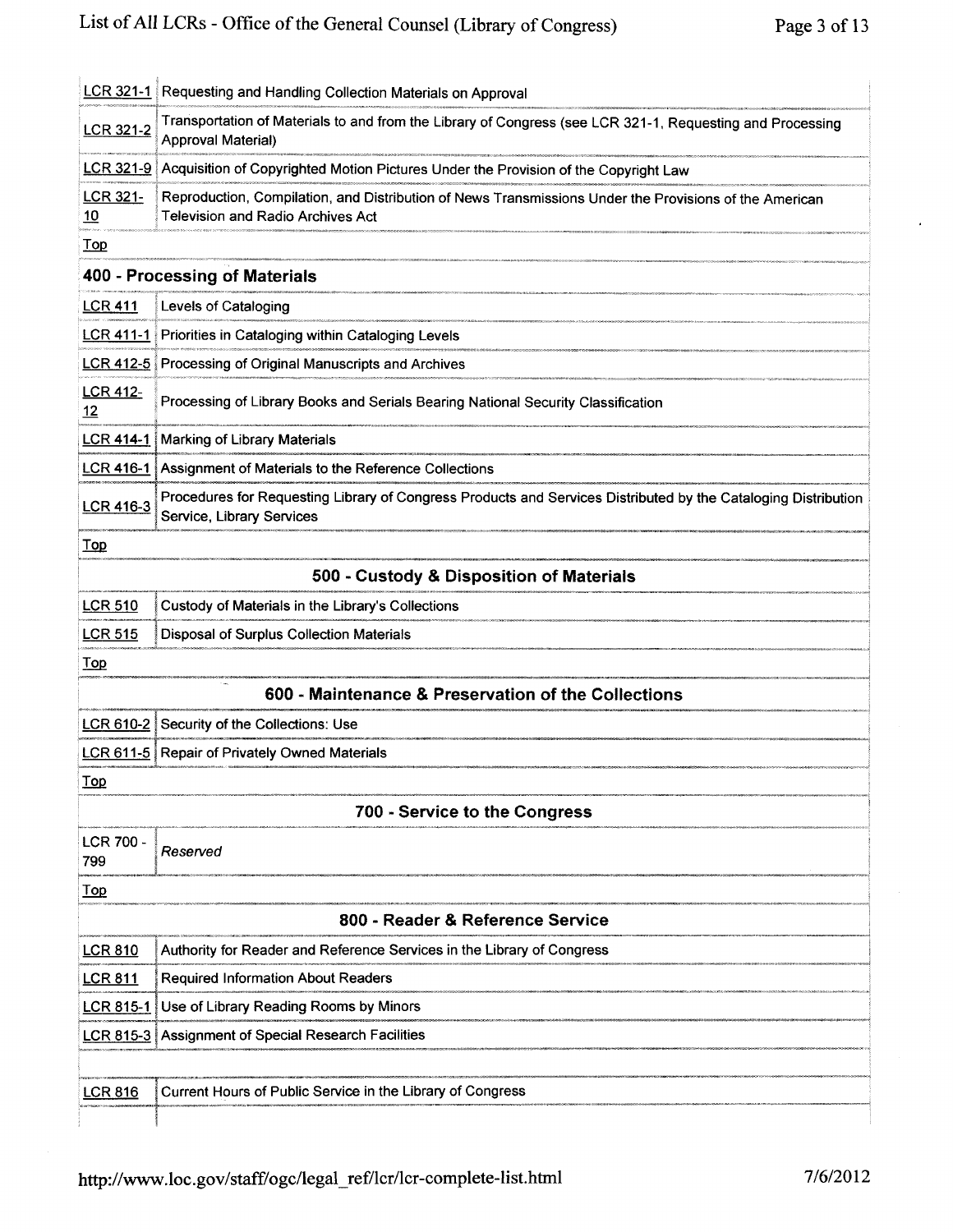| | |
|---|---|
| LCR 321-1 | Requesting and Handling Collection Materials on Approval |
| LCR 321-2 | Transportation of Materials to and from the Library of Congress (see LCR 321-1, Requesting and Processing Approval Material) |
| LCR 321-9 | Acquisition of Copyrighted Motion Pictures Under the Provision of the Copyright Law |
| LCR 321-10 | Reproduction, Compilation, and Distribution of News Transmissions Under the Provisions of the American Television and Radio Archives Act |

Top

## 400 - Processing of Materials

| | |
|---|---|
| LCR 411 | Levels of Cataloging |
| LCR 411-1 | Priorities in Cataloging within Cataloging Levels |
| LCR 412-5 | Processing of Original Manuscripts and Archives |
| LCR 412-12 | Processing of Library Books and Serials Bearing National Security Classification |
| LCR 414-1 | Marking of Library Materials |
| LCR 416-1 | Assignment of Materials to the Reference Collections |
| LCR 416-3 | Procedures for Requesting Library of Congress Products and Services Distributed by the Cataloging Distribution Service, Library Services |

Top

## 500 - Custody & Disposition of Materials

| | |
|---|---|
| LCR 510 | Custody of Materials in the Library's Collections |
| LCR 515 | Disposal of Surplus Collection Materials |

Top

## 600 - Maintenance & Preservation of the Collections

| | |
|---|---|
| LCR 610-2 | Security of the Collections: Use |
| LCR 611-5 | Repair of Privately Owned Materials |

Top

## 700 - Service to the Congress

| | |
|---|---|
| LCR 700 - 799 | *Reserved* |

Top

## 800 - Reader & Reference Service

| | |
|---|---|
| LCR 810 | Authority for Reader and Reference Services in the Library of Congress |
| LCR 811 | Required Information About Readers |
| LCR 815-1 | Use of Library Reading Rooms by Minors |
| LCR 815-3 | Assignment of Special Research Facilities |
| | |
| LCR 816 | Current Hours of Public Service in the Library of Congress |
| | |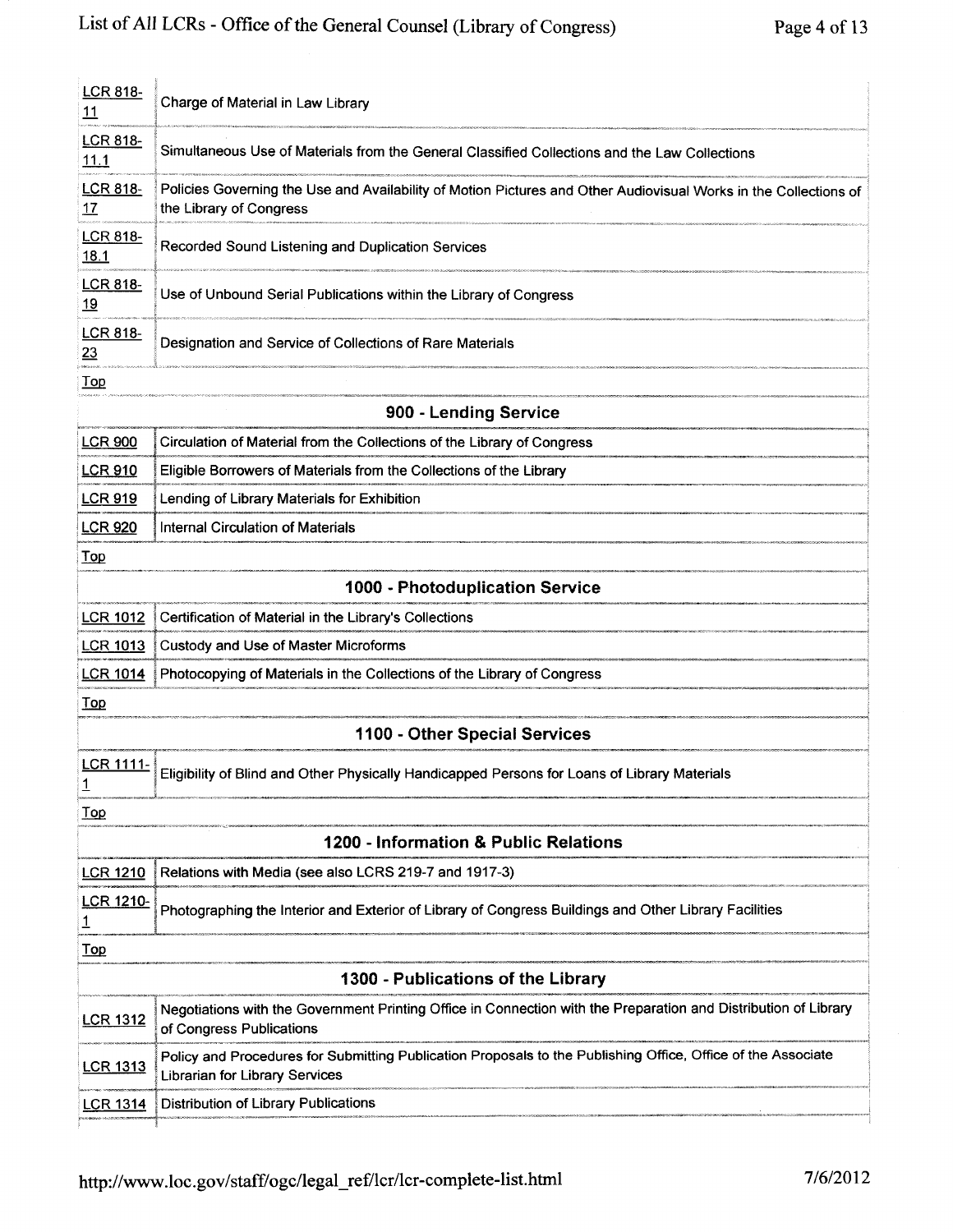| | |
|---|---|
| LCR 818-11 | Charge of Material in Law Library |
| LCR 818-11.1 | Simultaneous Use of Materials from the General Classified Collections and the Law Collections |
| LCR 818-17 | Policies Governing the Use and Availability of Motion Pictures and Other Audiovisual Works in the Collections of the Library of Congress |
| LCR 818-18.1 | Recorded Sound Listening and Duplication Services |
| LCR 818-19 | Use of Unbound Serial Publications within the Library of Congress |
| LCR 818-23 | Designation and Service of Collections of Rare Materials |
| Top | |

## 900 - Lending Service

| | |
|---|---|
| LCR 900 | Circulation of Material from the Collections of the Library of Congress |
| LCR 910 | Eligible Borrowers of Materials from the Collections of the Library |
| LCR 919 | Lending of Library Materials for Exhibition |
| LCR 920 | Internal Circulation of Materials |
| Top | |

## 1000 - Photoduplication Service

| | |
|---|---|
| LCR 1012 | Certification of Material in the Library's Collections |
| LCR 1013 | Custody and Use of Master Microforms |
| LCR 1014 | Photocopying of Materials in the Collections of the Library of Congress |
| Top | |

## 1100 - Other Special Services

| | |
|---|---|
| LCR 1111-1 | Eligibility of Blind and Other Physically Handicapped Persons for Loans of Library Materials |
| Top | |

## 1200 - Information & Public Relations

| | |
|---|---|
| LCR 1210 | Relations with Media (see also LCRS 219-7 and 1917-3) |
| LCR 1210-1 | Photographing the Interior and Exterior of Library of Congress Buildings and Other Library Facilities |
| Top | |

## 1300 - Publications of the Library

| | |
|---|---|
| LCR 1312 | Negotiations with the Government Printing Office in Connection with the Preparation and Distribution of Library of Congress Publications |
| LCR 1313 | Policy and Procedures for Submitting Publication Proposals to the Publishing Office, Office of the Associate Librarian for Library Services |
| LCR 1314 | Distribution of Library Publications |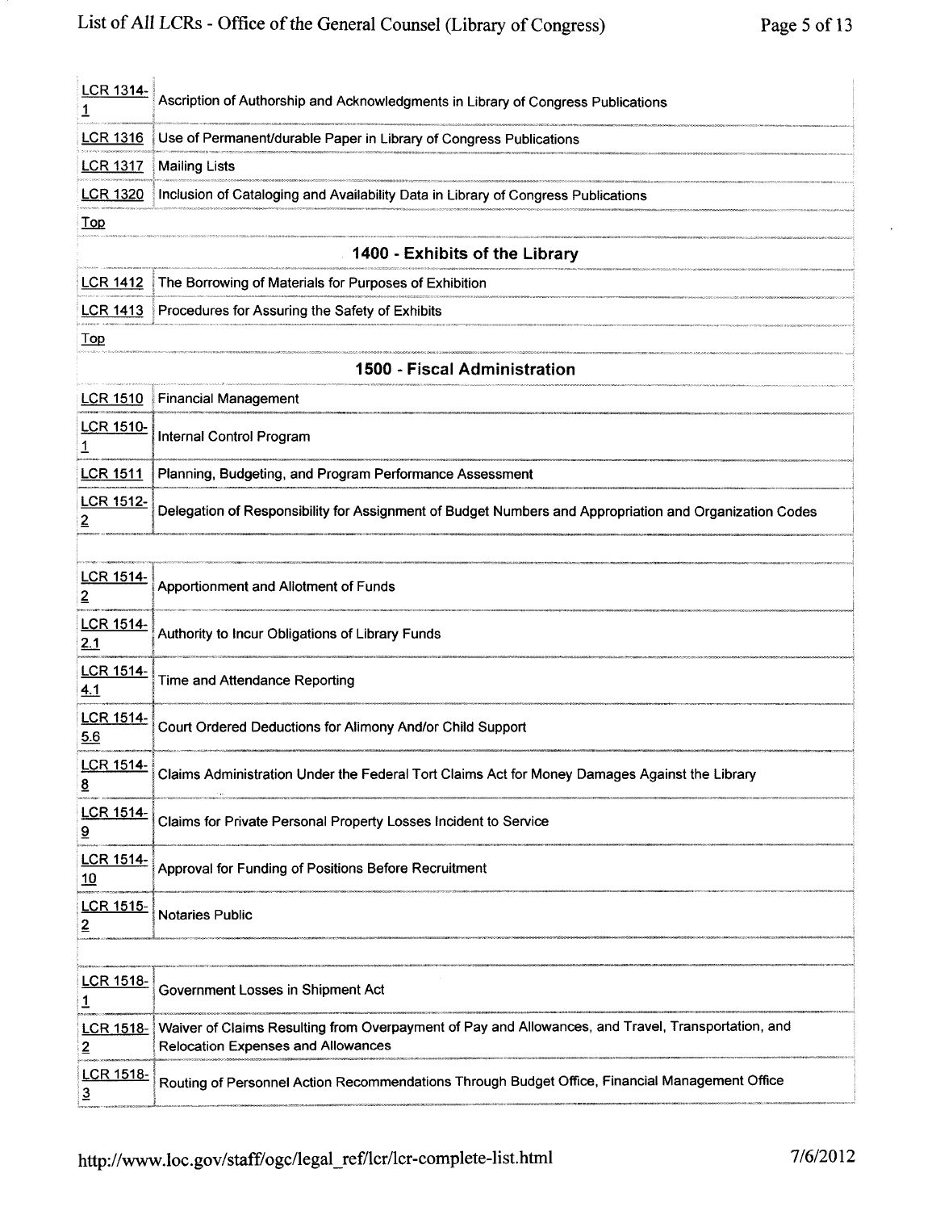| | |
|---|---|
| LCR 1314-1 | Ascription of Authorship and Acknowledgments in Library of Congress Publications |
| LCR 1316 | Use of Permanent/durable Paper in Library of Congress Publications |
| LCR 1317 | Mailing Lists |
| LCR 1320 | Inclusion of Cataloging and Availability Data in Library of Congress Publications |
| Top | |

## 1400 - Exhibits of the Library

| | |
|---|---|
| LCR 1412 | The Borrowing of Materials for Purposes of Exhibition |
| LCR 1413 | Procedures for Assuring the Safety of Exhibits |
| Top | |

## 1500 - Fiscal Administration

| | |
|---|---|
| LCR 1510 | Financial Management |
| LCR 1510-1 | Internal Control Program |
| LCR 1511 | Planning, Budgeting, and Program Performance Assessment |
| LCR 1512-2 | Delegation of Responsibility for Assignment of Budget Numbers and Appropriation and Organization Codes |
| | |
| LCR 1514-2 | Apportionment and Allotment of Funds |
| LCR 1514-2.1 | Authority to Incur Obligations of Library Funds |
| LCR 1514-4.1 | Time and Attendance Reporting |
| LCR 1514-5.6 | Court Ordered Deductions for Alimony And/or Child Support |
| LCR 1514-8 | Claims Administration Under the Federal Tort Claims Act for Money Damages Against the Library |
| LCR 1514-9 | Claims for Private Personal Property Losses Incident to Service |
| LCR 1514-10 | Approval for Funding of Positions Before Recruitment |
| LCR 1515-2 | Notaries Public |
| | |
| LCR 1518-1 | Government Losses in Shipment Act |
| LCR 1518-2 | Waiver of Claims Resulting from Overpayment of Pay and Allowances, and Travel, Transportation, and Relocation Expenses and Allowances |
| LCR 1518-3 | Routing of Personnel Action Recommendations Through Budget Office, Financial Management Office |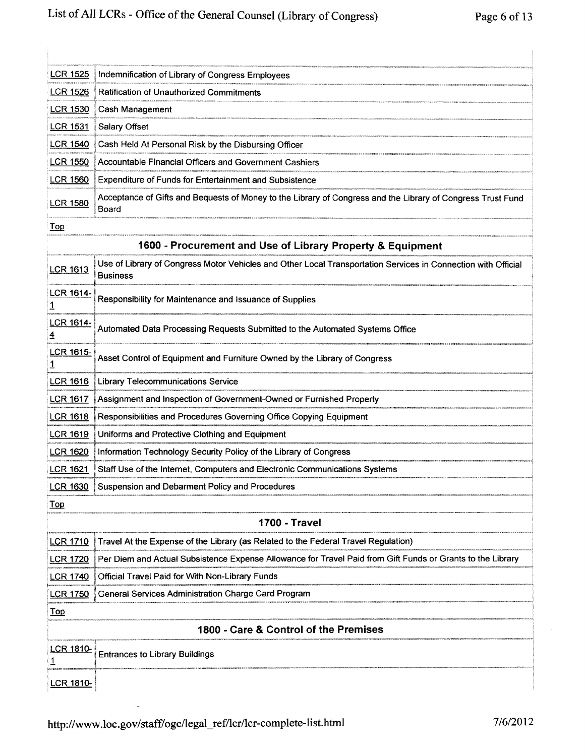| | |
|---|---|
| LCR 1525 | Indemnification of Library of Congress Employees |
| LCR 1526 | Ratification of Unauthorized Commitments |
| LCR 1530 | Cash Management |
| LCR 1531 | Salary Offset |
| LCR 1540 | Cash Held At Personal Risk by the Disbursing Officer |
| LCR 1550 | Accountable Financial Officers and Government Cashiers |
| LCR 1560 | Expenditure of Funds for Entertainment and Subsistence |
| LCR 1580 | Acceptance of Gifts and Bequests of Money to the Library of Congress and the Library of Congress Trust Fund Board |

Top

## 1600 - Procurement and Use of Library Property & Equipment

| | |
|---|---|
| LCR 1613 | Use of Library of Congress Motor Vehicles and Other Local Transportation Services in Connection with Official Business |
| LCR 1614-1 | Responsibility for Maintenance and Issuance of Supplies |
| LCR 1614-4 | Automated Data Processing Requests Submitted to the Automated Systems Office |
| LCR 1615-1 | Asset Control of Equipment and Furniture Owned by the Library of Congress |
| LCR 1616 | Library Telecommunications Service |
| LCR 1617 | Assignment and Inspection of Government-Owned or Furnished Property |
| LCR 1618 | Responsibilities and Procedures Governing Office Copying Equipment |
| LCR 1619 | Uniforms and Protective Clothing and Equipment |
| LCR 1620 | Information Technology Security Policy of the Library of Congress |
| LCR 1621 | Staff Use of the Internet, Computers and Electronic Communications Systems |
| LCR 1630 | Suspension and Debarment Policy and Procedures |

Top

## 1700 - Travel

| | |
|---|---|
| LCR 1710 | Travel At the Expense of the Library (as Related to the Federal Travel Regulation) |
| LCR 1720 | Per Diem and Actual Subsistence Expense Allowance for Travel Paid from Gift Funds or Grants to the Library |
| LCR 1740 | Official Travel Paid for With Non-Library Funds |
| LCR 1750 | General Services Administration Charge Card Program |

Top

## 1800 - Care & Control of the Premises

| | |
|---|---|
| LCR 1810-1 | Entrances to Library Buildings |
| LCR 1810- | |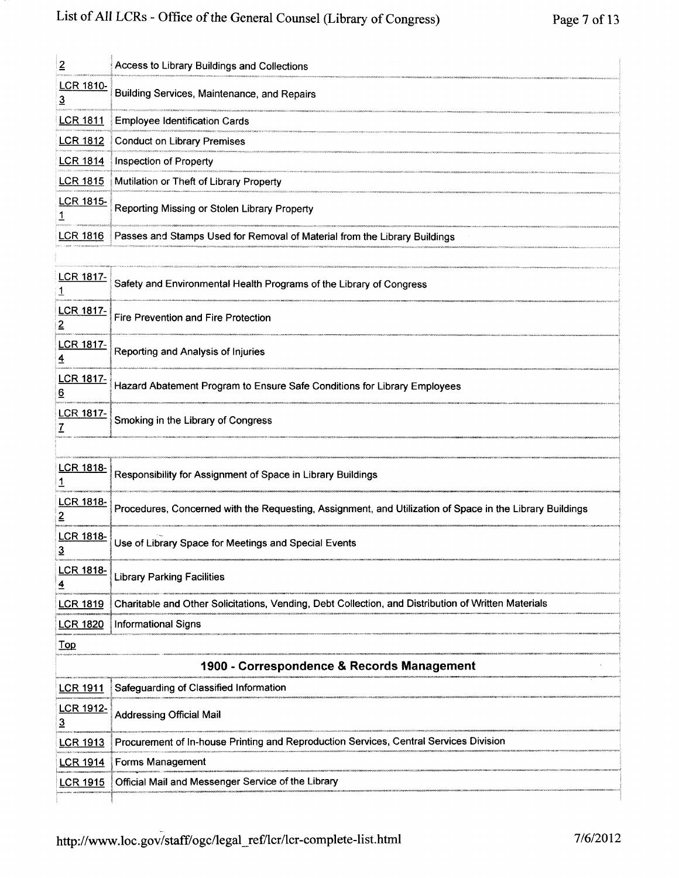| | |
|---|---|
| 2 | Access to Library Buildings and Collections |
| LCR 1810-3 | Building Services, Maintenance, and Repairs |
| LCR 1811 | Employee Identification Cards |
| LCR 1812 | Conduct on Library Premises |
| LCR 1814 | Inspection of Property |
| LCR 1815 | Mutilation or Theft of Library Property |
| LCR 1815-1 | Reporting Missing or Stolen Library Property |
| LCR 1816 | Passes and Stamps Used for Removal of Material from the Library Buildings |
| | |
| LCR 1817-1 | Safety and Environmental Health Programs of the Library of Congress |
| LCR 1817-2 | Fire Prevention and Fire Protection |
| LCR 1817-4 | Reporting and Analysis of Injuries |
| LCR 1817-6 | Hazard Abatement Program to Ensure Safe Conditions for Library Employees |
| LCR 1817-7 | Smoking in the Library of Congress |
| | |
| LCR 1818-1 | Responsibility for Assignment of Space in Library Buildings |
| LCR 1818-2 | Procedures, Concerned with the Requesting, Assignment, and Utilization of Space in the Library Buildings |
| LCR 1818-3 | Use of Library Space for Meetings and Special Events |
| LCR 1818-4 | Library Parking Facilities |
| LCR 1819 | Charitable and Other Solicitations, Vending, Debt Collection, and Distribution of Written Materials |
| LCR 1820 | Informational Signs |
| Top | |

## 1900 - Correspondence & Records Management

| | |
|---|---|
| LCR 1911 | Safeguarding of Classified Information |
| LCR 1912-3 | Addressing Official Mail |
| LCR 1913 | Procurement of In-house Printing and Reproduction Services, Central Services Division |
| LCR 1914 | Forms Management |
| LCR 1915 | Official Mail and Messenger Service of the Library |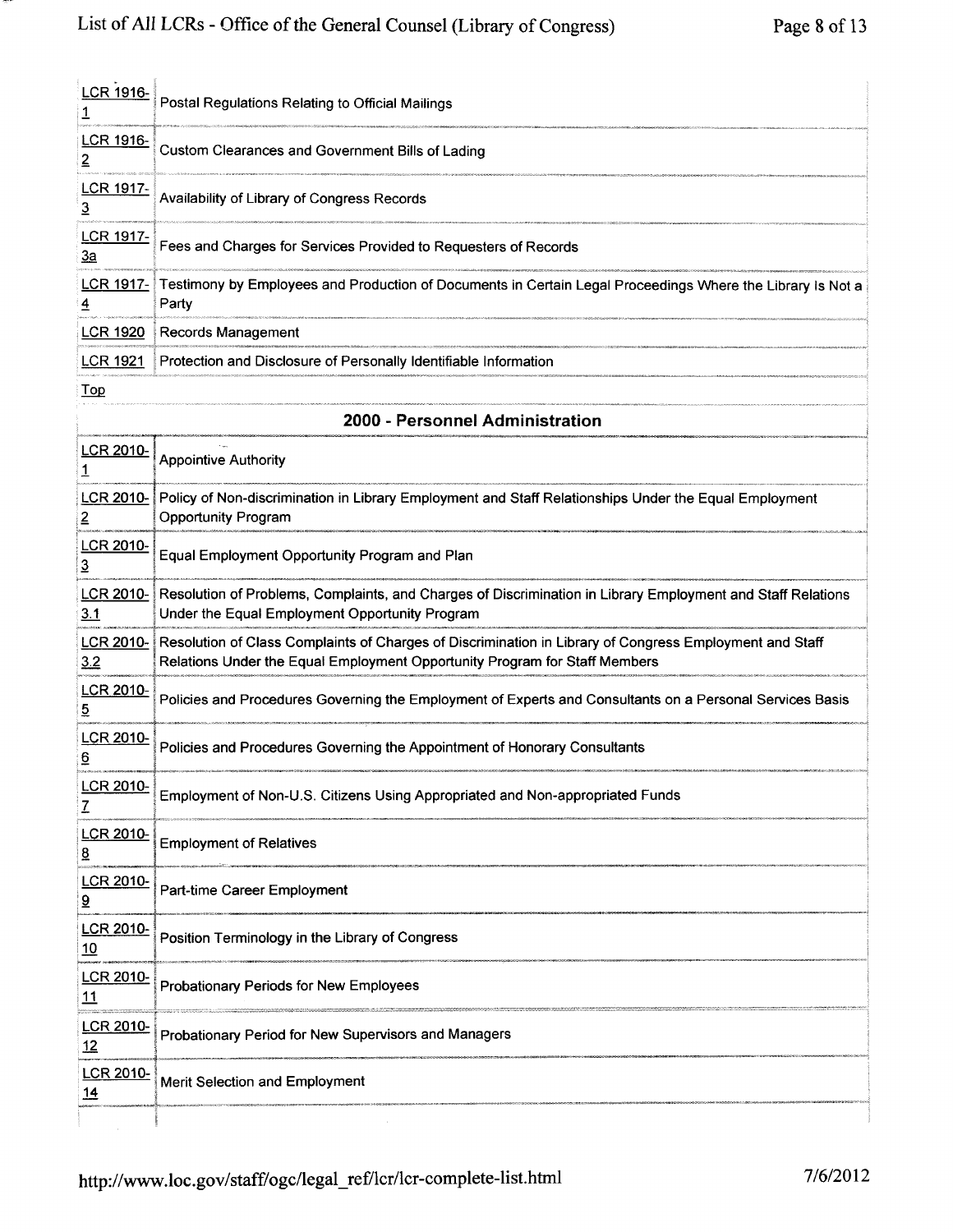| | |
|---|---|
| LCR 1916-1 | Postal Regulations Relating to Official Mailings |
| LCR 1916-2 | Custom Clearances and Government Bills of Lading |
| LCR 1917-3 | Availability of Library of Congress Records |
| LCR 1917-3a | Fees and Charges for Services Provided to Requesters of Records |
| LCR 1917-4 | Testimony by Employees and Production of Documents in Certain Legal Proceedings Where the Library Is Not a Party |
| LCR 1920 | Records Management |
| LCR 1921 | Protection and Disclosure of Personally Identifiable Information |

Top

## 2000 - Personnel Administration

| | |
|---|---|
| LCR 2010-1 | Appointive Authority |
| LCR 2010-2 | Policy of Non-discrimination in Library Employment and Staff Relationships Under the Equal Employment Opportunity Program |
| LCR 2010-3 | Equal Employment Opportunity Program and Plan |
| LCR 2010-3.1 | Resolution of Problems, Complaints, and Charges of Discrimination in Library Employment and Staff Relations Under the Equal Employment Opportunity Program |
| LCR 2010-3.2 | Resolution of Class Complaints of Charges of Discrimination in Library of Congress Employment and Staff Relations Under the Equal Employment Opportunity Program for Staff Members |
| LCR 2010-5 | Policies and Procedures Governing the Employment of Experts and Consultants on a Personal Services Basis |
| LCR 2010-6 | Policies and Procedures Governing the Appointment of Honorary Consultants |
| LCR 2010-7 | Employment of Non-U.S. Citizens Using Appropriated and Non-appropriated Funds |
| LCR 2010-8 | Employment of Relatives |
| LCR 2010-9 | Part-time Career Employment |
| LCR 2010-10 | Position Terminology in the Library of Congress |
| LCR 2010-11 | Probationary Periods for New Employees |
| LCR 2010-12 | Probationary Period for New Supervisors and Managers |
| LCR 2010-14 | Merit Selection and Employment |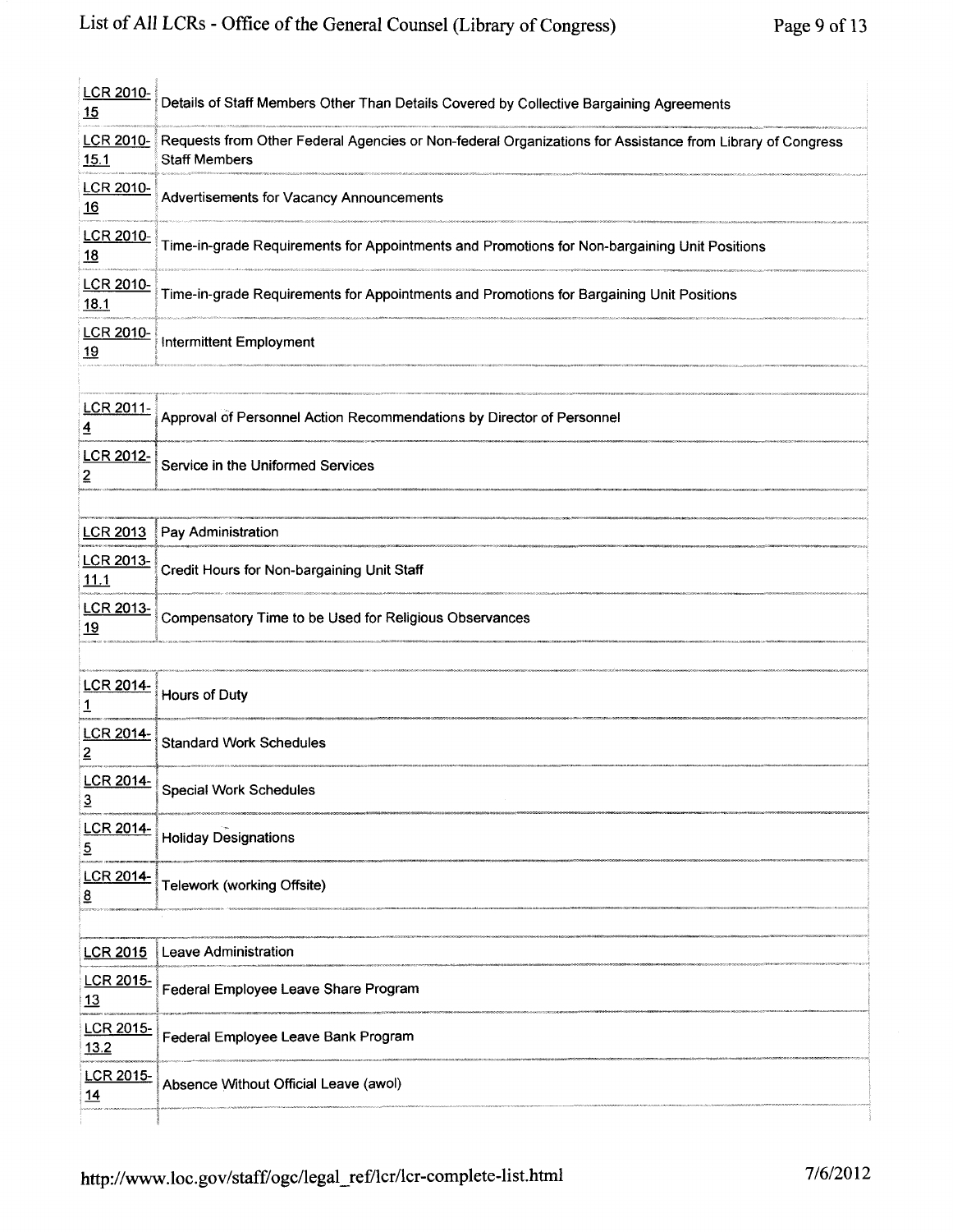| | |
|---|---|
| LCR 2010-15 | Details of Staff Members Other Than Details Covered by Collective Bargaining Agreements |
| LCR 2010-15.1 | Requests from Other Federal Agencies or Non-federal Organizations for Assistance from Library of Congress Staff Members |
| LCR 2010-16 | Advertisements for Vacancy Announcements |
| LCR 2010-18 | Time-in-grade Requirements for Appointments and Promotions for Non-bargaining Unit Positions |
| LCR 2010-18.1 | Time-in-grade Requirements for Appointments and Promotions for Bargaining Unit Positions |
| LCR 2010-19 | Intermittent Employment |
| | |
| LCR 2011-4 | Approval of Personnel Action Recommendations by Director of Personnel |
| LCR 2012-2 | Service in the Uniformed Services |
| | |
| LCR 2013 | Pay Administration |
| LCR 2013-11.1 | Credit Hours for Non-bargaining Unit Staff |
| LCR 2013-19 | Compensatory Time to be Used for Religious Observances |
| | |
| LCR 2014-1 | Hours of Duty |
| LCR 2014-2 | Standard Work Schedules |
| LCR 2014-3 | Special Work Schedules |
| LCR 2014-5 | Holiday Designations |
| LCR 2014-8 | Telework (working Offsite) |
| | |
| LCR 2015 | Leave Administration |
| LCR 2015-13 | Federal Employee Leave Share Program |
| LCR 2015-13.2 | Federal Employee Leave Bank Program |
| LCR 2015-14 | Absence Without Official Leave (awol) |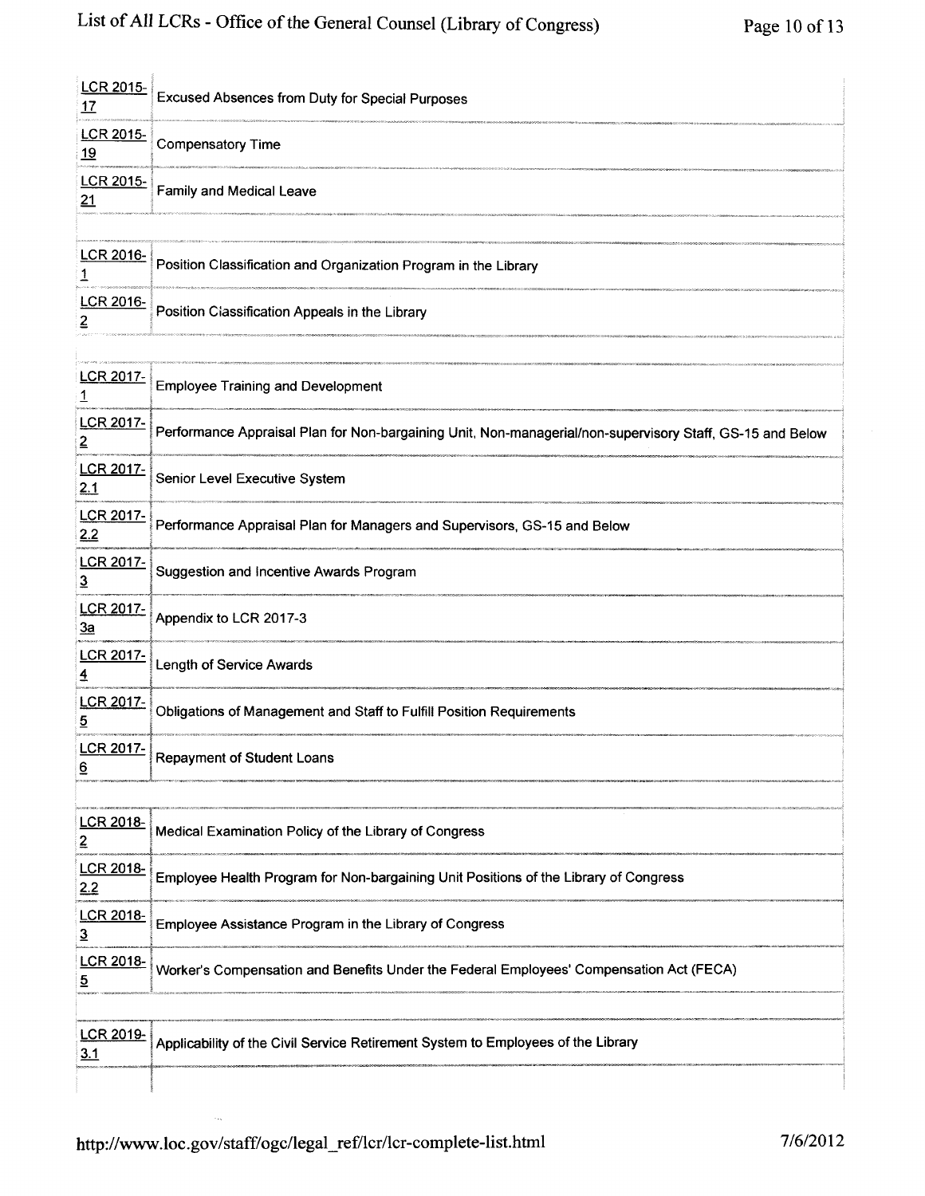| | |
|---|---|
| LCR 2015-17 | Excused Absences from Duty for Special Purposes |
| LCR 2015-19 | Compensatory Time |
| LCR 2015-21 | Family and Medical Leave |
| | |
| LCR 2016-1 | Position Classification and Organization Program in the Library |
| LCR 2016-2 | Position Classification Appeals in the Library |
| | |
| LCR 2017-1 | Employee Training and Development |
| LCR 2017-2 | Performance Appraisal Plan for Non-bargaining Unit, Non-managerial/non-supervisory Staff, GS-15 and Below |
| LCR 2017-2.1 | Senior Level Executive System |
| LCR 2017-2.2 | Performance Appraisal Plan for Managers and Supervisors, GS-15 and Below |
| LCR 2017-3 | Suggestion and Incentive Awards Program |
| LCR 2017-3a | Appendix to LCR 2017-3 |
| LCR 2017-4 | Length of Service Awards |
| LCR 2017-5 | Obligations of Management and Staff to Fulfill Position Requirements |
| LCR 2017-6 | Repayment of Student Loans |
| | |
| LCR 2018-2 | Medical Examination Policy of the Library of Congress |
| LCR 2018-2.2 | Employee Health Program for Non-bargaining Unit Positions of the Library of Congress |
| LCR 2018-3 | Employee Assistance Program in the Library of Congress |
| LCR 2018-5 | Worker's Compensation and Benefits Under the Federal Employees' Compensation Act (FECA) |
| | |
| LCR 2019-3.1 | Applicability of the Civil Service Retirement System to Employees of the Library |
| | |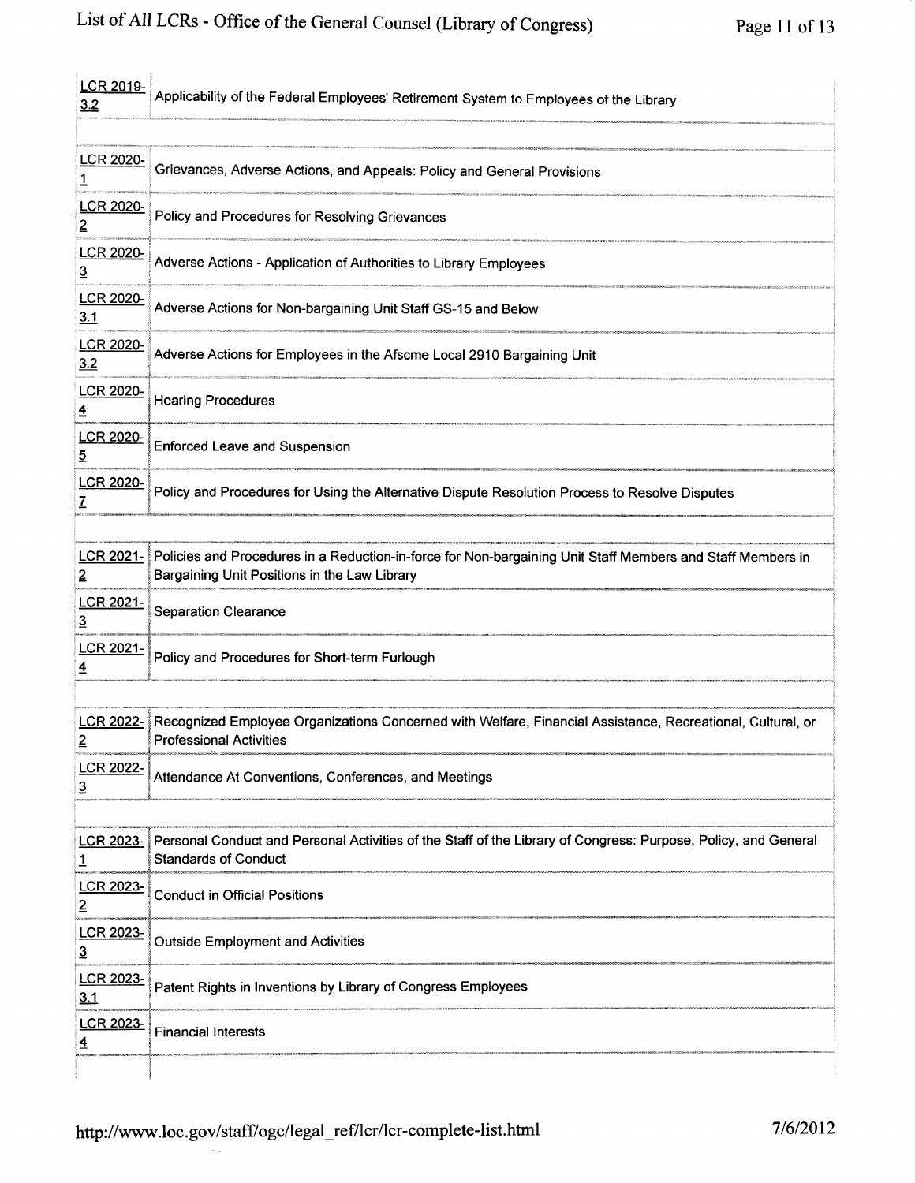| | |
|---|---|
| LCR 2019-3.2 | Applicability of the Federal Employees' Retirement System to Employees of the Library |
| | |
| LCR 2020-1 | Grievances, Adverse Actions, and Appeals: Policy and General Provisions |
| LCR 2020-2 | Policy and Procedures for Resolving Grievances |
| LCR 2020-3 | Adverse Actions - Application of Authorities to Library Employees |
| LCR 2020-3.1 | Adverse Actions for Non-bargaining Unit Staff GS-15 and Below |
| LCR 2020-3.2 | Adverse Actions for Employees in the Afscme Local 2910 Bargaining Unit |
| LCR 2020-4 | Hearing Procedures |
| LCR 2020-5 | Enforced Leave and Suspension |
| LCR 2020-7 | Policy and Procedures for Using the Alternative Dispute Resolution Process to Resolve Disputes |
| | |
| LCR 2021-2 | Policies and Procedures in a Reduction-in-force for Non-bargaining Unit Staff Members and Staff Members in Bargaining Unit Positions in the Law Library |
| LCR 2021-3 | Separation Clearance |
| LCR 2021-4 | Policy and Procedures for Short-term Furlough |
| | |
| LCR 2022-2 | Recognized Employee Organizations Concerned with Welfare, Financial Assistance, Recreational, Cultural, or Professional Activities |
| LCR 2022-3 | Attendance At Conventions, Conferences, and Meetings |
| | |
| LCR 2023-1 | Personal Conduct and Personal Activities of the Staff of the Library of Congress: Purpose, Policy, and General Standards of Conduct |
| LCR 2023-2 | Conduct in Official Positions |
| LCR 2023-3 | Outside Employment and Activities |
| LCR 2023-3.1 | Patent Rights in Inventions by Library of Congress Employees |
| LCR 2023-4 | Financial Interests |
| | |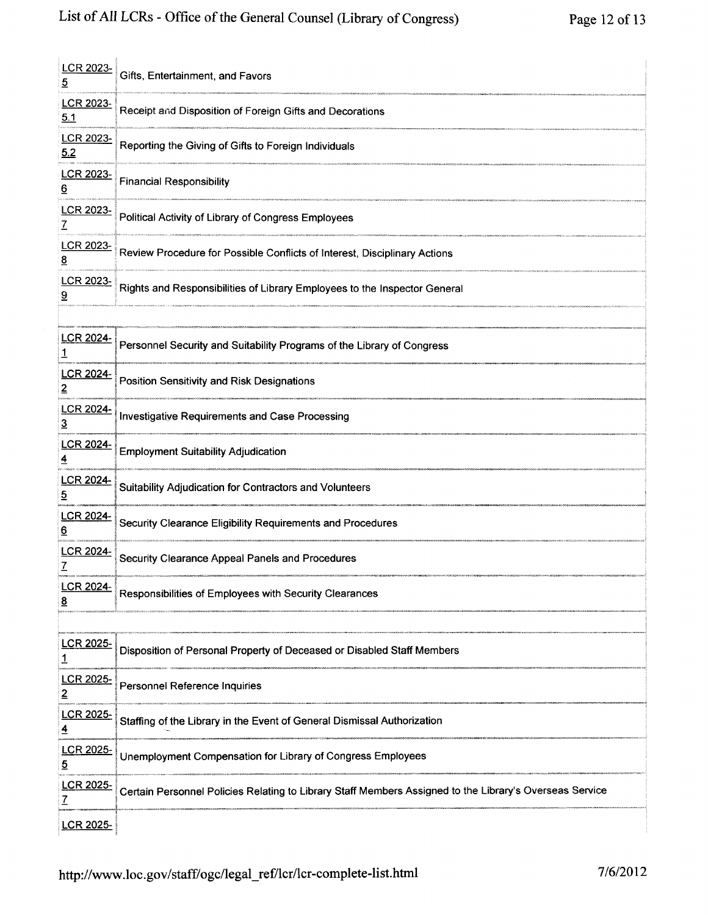| | |
|---|---|
| LCR 2023-5 | Gifts, Entertainment, and Favors |
| LCR 2023-5.1 | Receipt and Disposition of Foreign Gifts and Decorations |
| LCR 2023-5.2 | Reporting the Giving of Gifts to Foreign Individuals |
| LCR 2023-6 | Financial Responsibility |
| LCR 2023-7 | Political Activity of Library of Congress Employees |
| LCR 2023-8 | Review Procedure for Possible Conflicts of Interest, Disciplinary Actions |
| LCR 2023-9 | Rights and Responsibilities of Library Employees to the Inspector General |
| | |
| LCR 2024-1 | Personnel Security and Suitability Programs of the Library of Congress |
| LCR 2024-2 | Position Sensitivity and Risk Designations |
| LCR 2024-3 | Investigative Requirements and Case Processing |
| LCR 2024-4 | Employment Suitability Adjudication |
| LCR 2024-5 | Suitability Adjudication for Contractors and Volunteers |
| LCR 2024-6 | Security Clearance Eligibility Requirements and Procedures |
| LCR 2024-7 | Security Clearance Appeal Panels and Procedures |
| LCR 2024-8 | Responsibilities of Employees with Security Clearances |
| | |
| LCR 2025-1 | Disposition of Personal Property of Deceased or Disabled Staff Members |
| LCR 2025-2 | Personnel Reference Inquiries |
| LCR 2025-4 | Staffing of the Library in the Event of General Dismissal Authorization |
| LCR 2025-5 | Unemployment Compensation for Library of Congress Employees |
| LCR 2025-7 | Certain Personnel Policies Relating to Library Staff Members Assigned to the Library's Overseas Service |
| LCR 2025- | |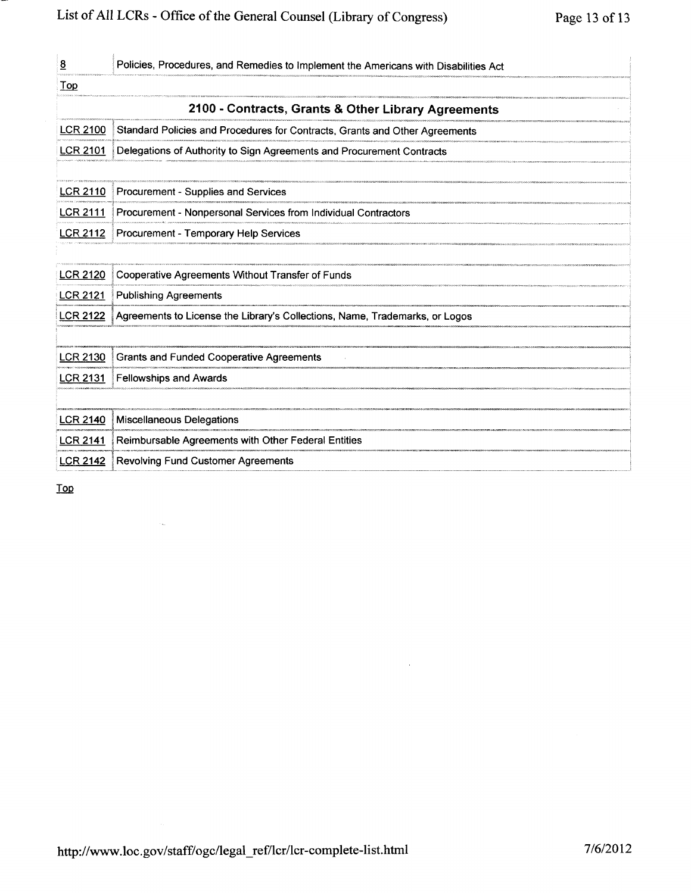| | |
|---|---|
| 8 | Policies, Procedures, and Remedies to Implement the Americans with Disabilities Act |
| Top | |
| **2100 - Contracts, Grants & Other Library Agreements** | |
| LCR 2100 | Standard Policies and Procedures for Contracts, Grants and Other Agreements |
| LCR 2101 | Delegations of Authority to Sign Agreements and Procurement Contracts |
| | |
| LCR 2110 | Procurement - Supplies and Services |
| LCR 2111 | Procurement - Nonpersonal Services from Individual Contractors |
| LCR 2112 | Procurement - Temporary Help Services |
| | |
| LCR 2120 | Cooperative Agreements Without Transfer of Funds |
| LCR 2121 | Publishing Agreements |
| LCR 2122 | Agreements to License the Library's Collections, Name, Trademarks, or Logos |
| | |
| LCR 2130 | Grants and Funded Cooperative Agreements |
| LCR 2131 | Fellowships and Awards |
| | |
| LCR 2140 | Miscellaneous Delegations |
| LCR 2141 | Reimbursable Agreements with Other Federal Entities |
| LCR 2142 | Revolving Fund Customer Agreements |

Top